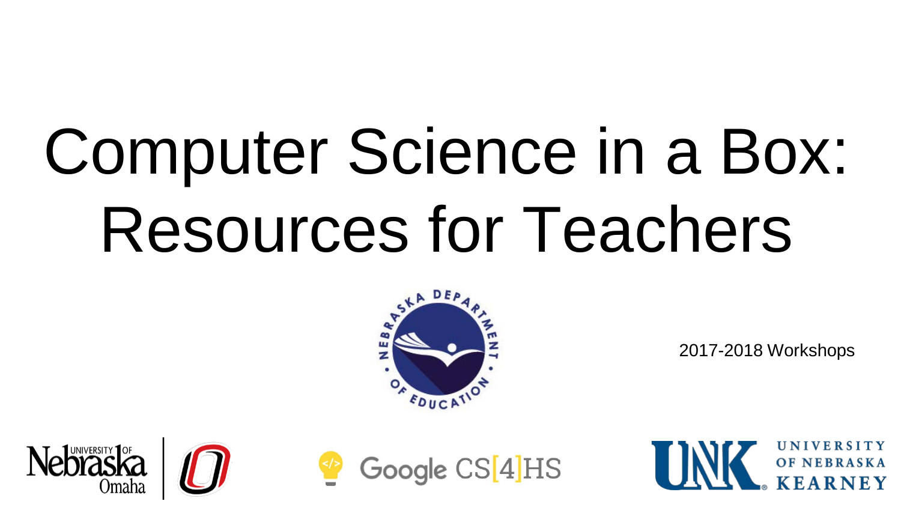# Computer Science in a Box: Resources for Teachers

2017-2018 Workshops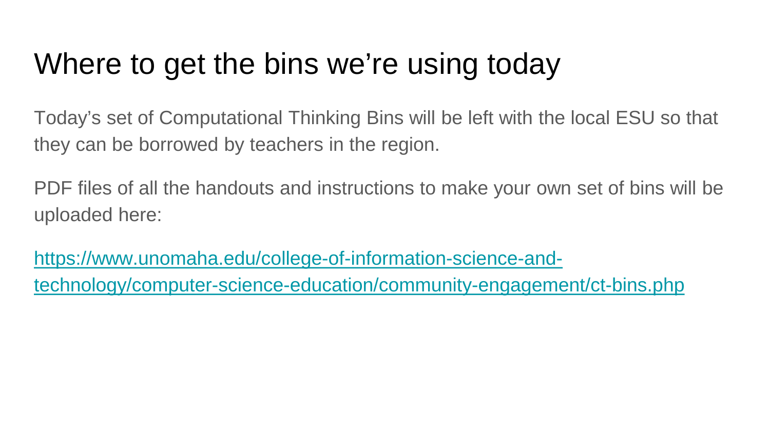# Where to get the bins we're using today

Today's set of Computational Thinking Bins will be left with the local ESU so that they can be borrowed by teachers in the region.

PDF files of all the handouts and instructions to make your own set of bins will be uploaded here:

[https://www.unomaha.edu/college-of-information-science-and-technology/computer-science-education/community-engagement/ct-bins.php](https://www.unomaha.edu/college-of-information-science-and-technology/computer-science-education/community-engagement/ct-bins.php)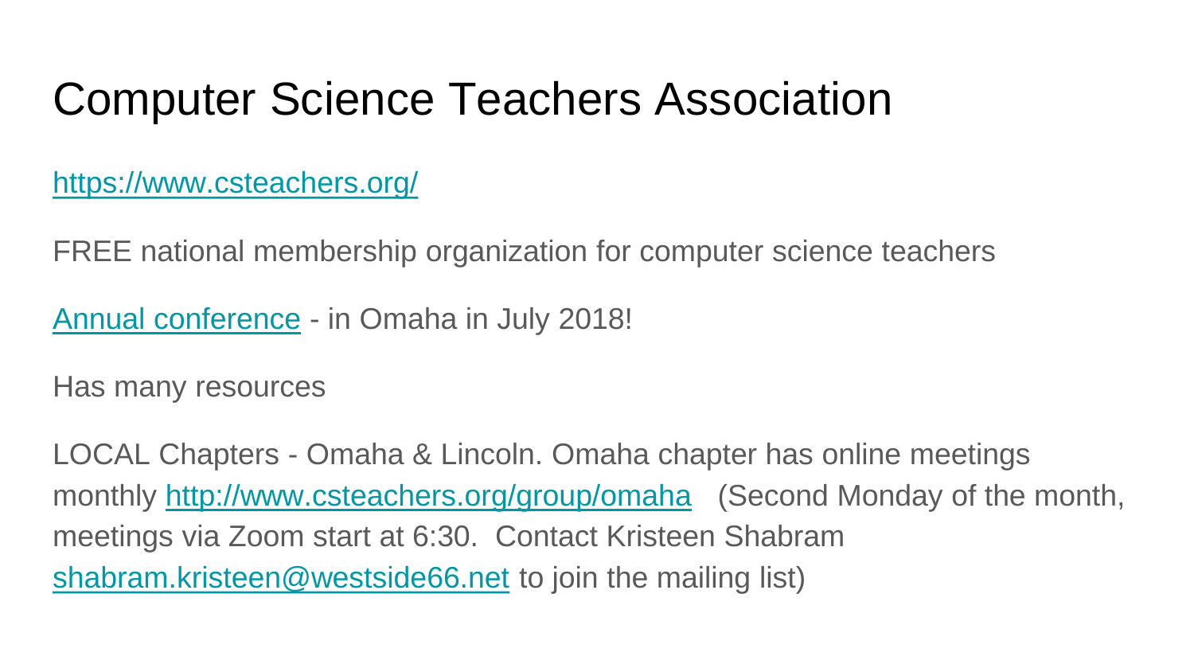# Computer Science Teachers Association

[https://www.csteachers.org/](https://www.csteachers.org/)

FREE national membership organization for computer science teachers

Annual conference - in Omaha in July 2018!

Has many resources

LOCAL Chapters - Omaha & Lincoln. Omaha chapter has online meetings monthly [http://www.csteachers.org/group/omaha](http://www.csteachers.org/group/omaha) (Second Monday of the month, meetings via Zoom start at 6:30. Contact Kristeen Shabram shabram.kristeen@westside66.net to join the mailing list)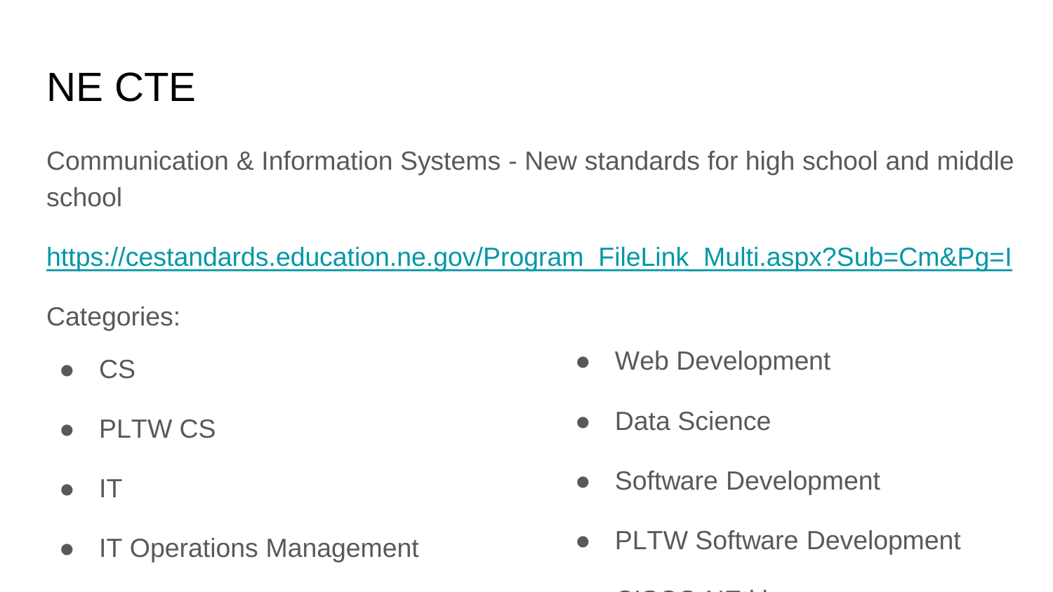# NE CTE

Communication & Information Systems - New standards for high school and middle school

https://cestandards.education.ne.gov/Program_FileLink_Multi.aspx?Sub=Cm&Pg=I

Categories:

- CS
- PLTW CS
- IT
- IT Operations Management
- Web Development
- Data Science
- Software Development
- PLTW Software Development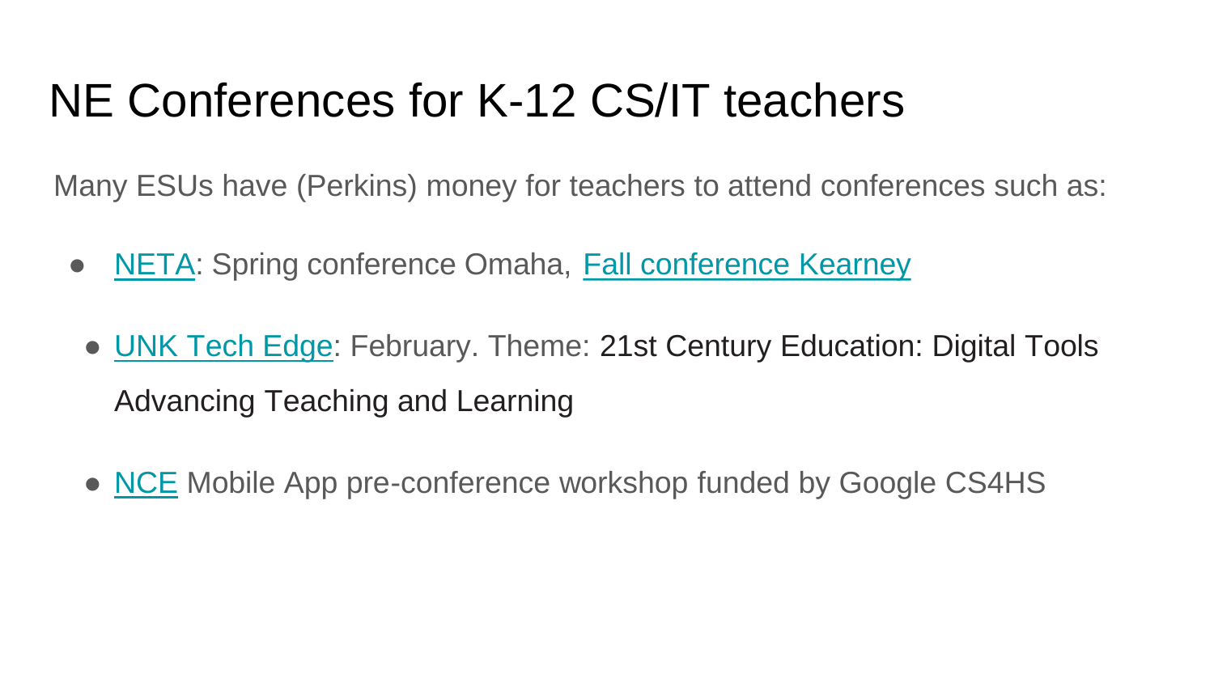# NE Conferences for K-12 CS/IT teachers

Many ESUs have (Perkins) money for teachers to attend conferences such as:

- NETA: Spring conference Omaha, Fall conference Kearney
- UNK Tech Edge: February. Theme: 21st Century Education: Digital Tools Advancing Teaching and Learning
- NCE Mobile App pre-conference workshop funded by Google CS4HS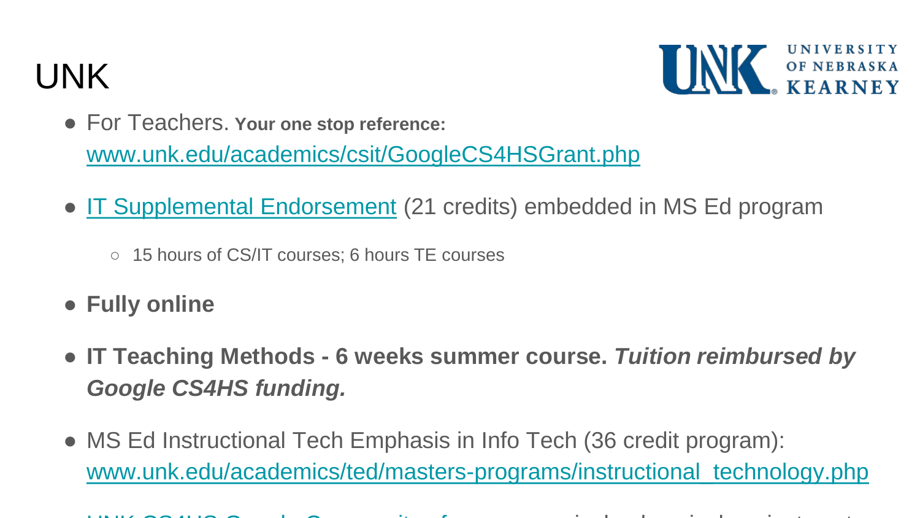# UNK

- For Teachers. **Your one stop reference:** [www.unk.edu/academics/csit/GoogleCS4HSGrant.php](www.unk.edu/academics/csit/GoogleCS4HSGrant.php)
- [IT Supplemental Endorsement](#) (21 credits) embedded in MS Ed program
  - 15 hours of CS/IT courses; 6 hours TE courses
- **Fully online**
- **IT Teaching Methods - 6 weeks summer course. *Tuition reimbursed by Google CS4HS funding.***
- MS Ed Instructional Tech Emphasis in Info Tech (36 credit program): [www.unk.edu/academics/ted/masters-programs/instructional_technology.php](www.unk.edu/academics/ted/masters-programs/instructional_technology.php)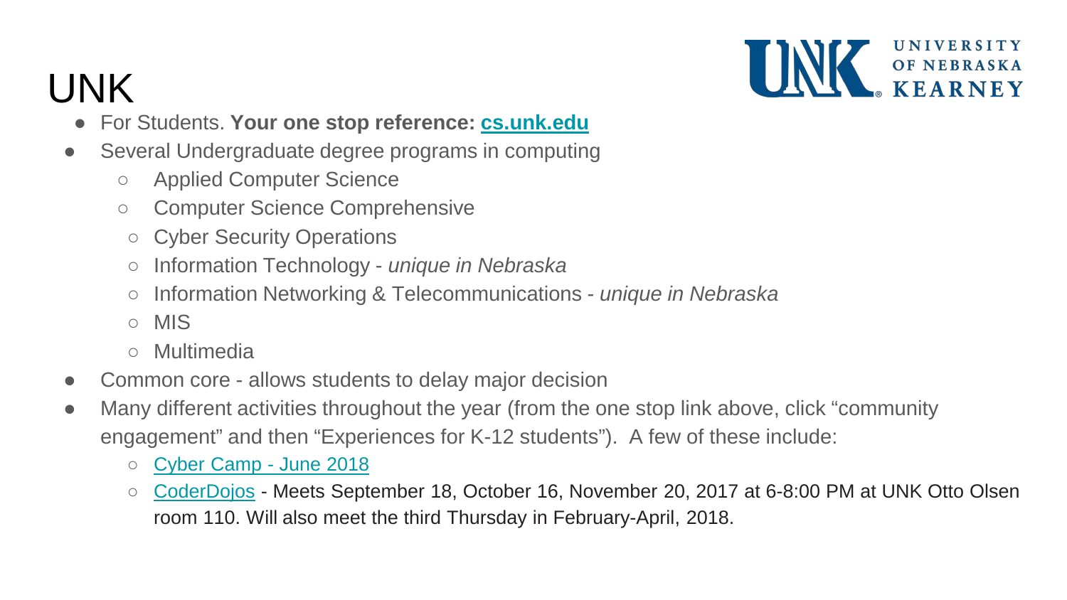# UNK

- For Students. **Your one stop reference: cs.unk.edu**
- Several Undergraduate degree programs in computing
  - Applied Computer Science
  - Computer Science Comprehensive
  - Cyber Security Operations
  - Information Technology - *unique in Nebraska*
  - Information Networking & Telecommunications - *unique in Nebraska*
  - MIS
  - Multimedia
- Common core - allows students to delay major decision
- Many different activities throughout the year (from the one stop link above, click "community engagement" and then "Experiences for K-12 students"). A few of these include:
  - Cyber Camp - June 2018
  - CoderDojos - Meets September 18, October 16, November 20, 2017 at 6-8:00 PM at UNK Otto Olsen room 110. Will also meet the third Thursday in February-April, 2018.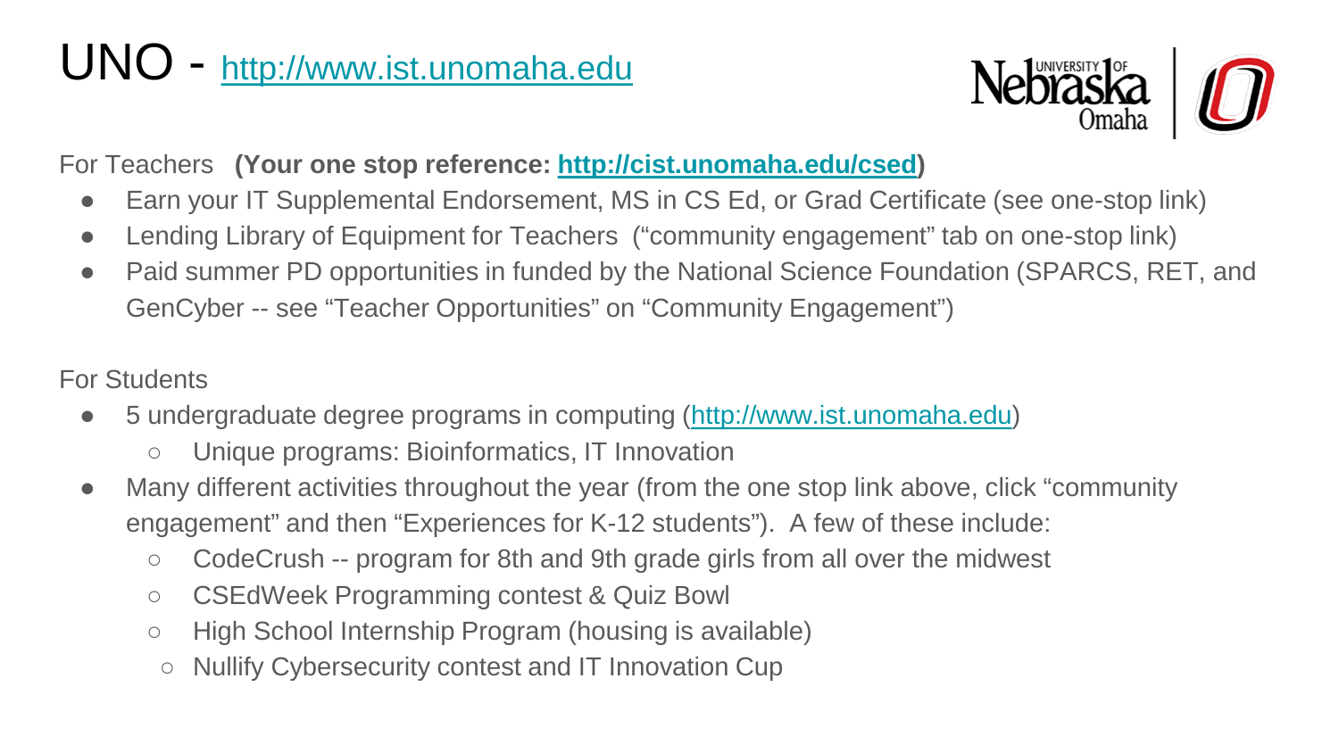# UNO - http://www.ist.unomaha.edu

For Teachers **(Your one stop reference: http://cist.unomaha.edu/csed)**

- Earn your IT Supplemental Endorsement, MS in CS Ed, or Grad Certificate (see one-stop link)
- Lending Library of Equipment for Teachers ("community engagement" tab on one-stop link)
- Paid summer PD opportunities in funded by the National Science Foundation (SPARCS, RET, and GenCyber -- see "Teacher Opportunities" on "Community Engagement")

For Students

- 5 undergraduate degree programs in computing (http://www.ist.unomaha.edu)
  - Unique programs: Bioinformatics, IT Innovation
- Many different activities throughout the year (from the one stop link above, click "community engagement" and then "Experiences for K-12 students"). A few of these include:
  - CodeCrush -- program for 8th and 9th grade girls from all over the midwest
  - CSEdWeek Programming contest & Quiz Bowl
  - High School Internship Program (housing is available)
  - Nullify Cybersecurity contest and IT Innovation Cup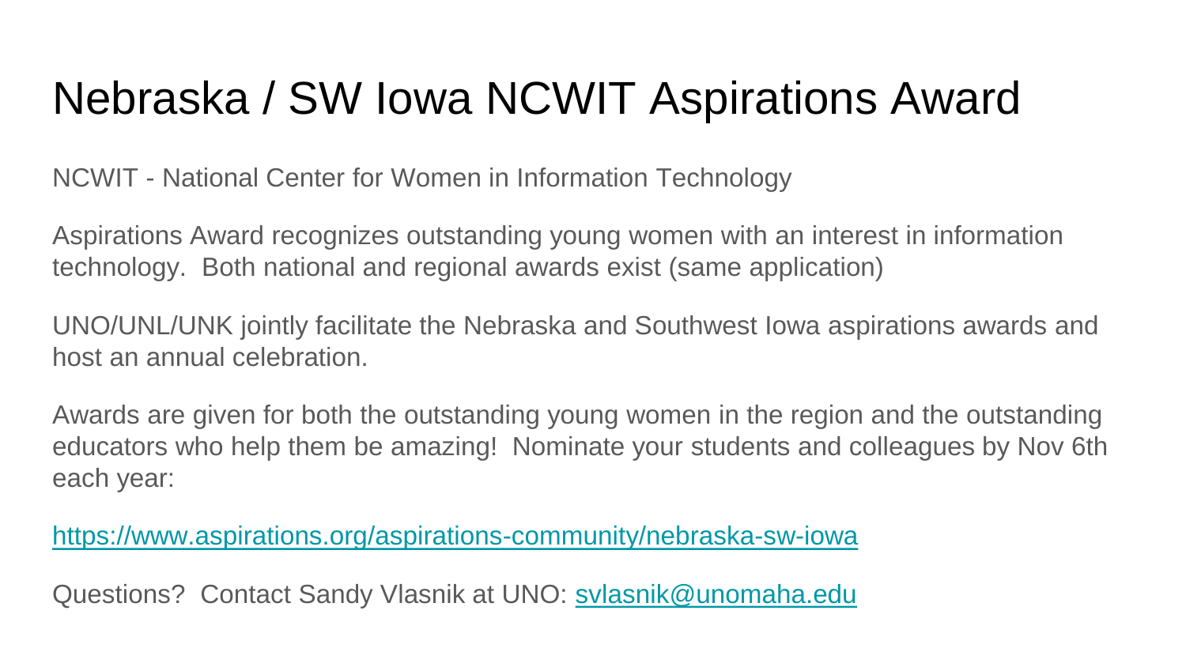# Nebraska / SW Iowa NCWIT Aspirations Award

NCWIT - National Center for Women in Information Technology

Aspirations Award recognizes outstanding young women with an interest in information technology.  Both national and regional awards exist (same application)

UNO/UNL/UNK jointly facilitate the Nebraska and Southwest Iowa aspirations awards and host an annual celebration.

Awards are given for both the outstanding young women in the region and the outstanding educators who help them be amazing!  Nominate your students and colleagues by Nov 6th each year:

[https://www.aspirations.org/aspirations-community/nebraska-sw-iowa](https://www.aspirations.org/aspirations-community/nebraska-sw-iowa)

Questions?  Contact Sandy Vlasnik at UNO: [svlasnik@unomaha.edu](mailto:svlasnik@unomaha.edu)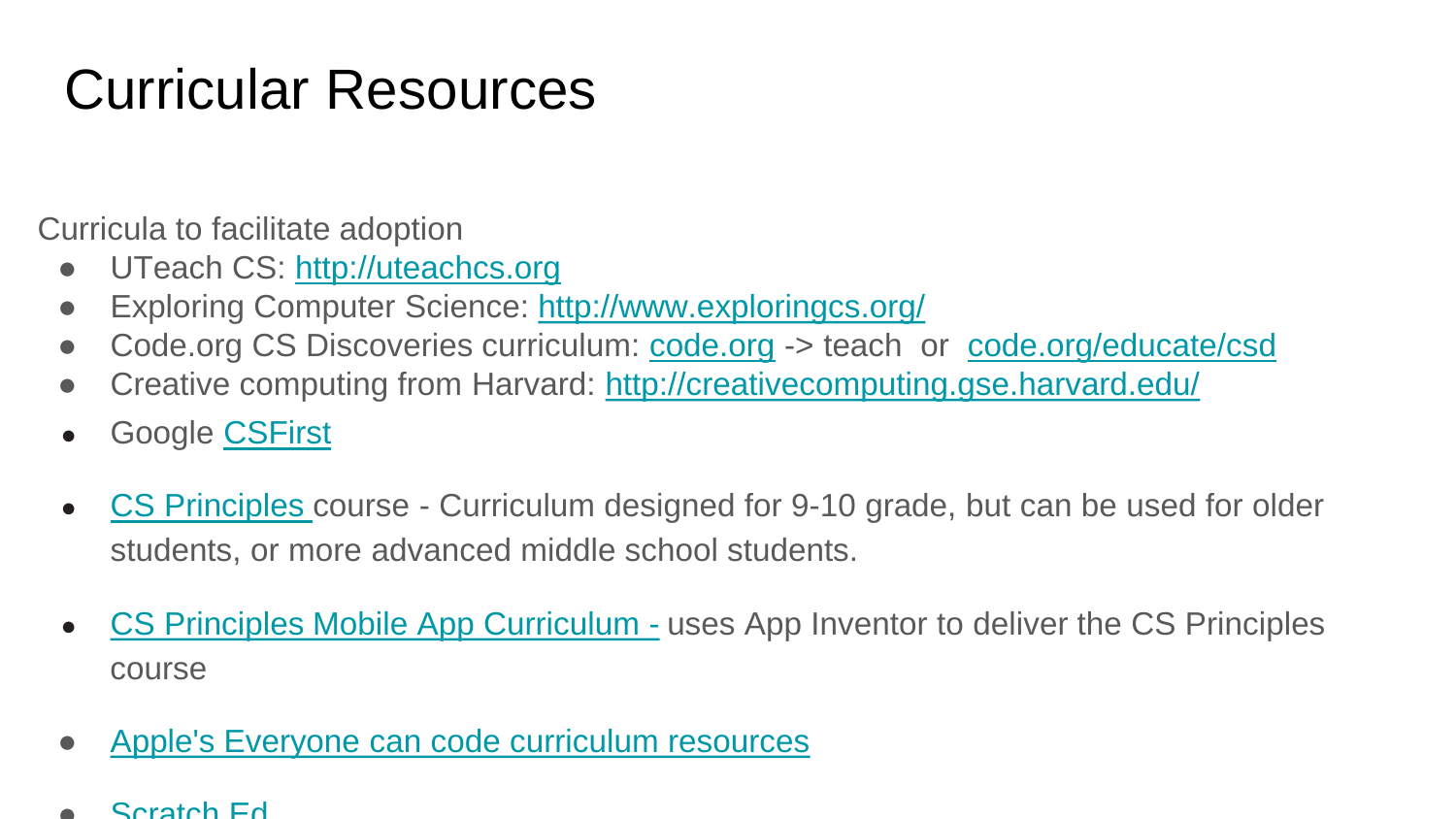# Curricular Resources

Curricula to facilitate adoption

- UTeach CS: http://uteachcs.org
- Exploring Computer Science: http://www.exploringcs.org/
- Code.org CS Discoveries curriculum: code.org -> teach or code.org/educate/csd
- Creative computing from Harvard: http://creativecomputing.gse.harvard.edu/
- Google CSFirst
- CS Principles course - Curriculum designed for 9-10 grade, but can be used for older students, or more advanced middle school students.
- CS Principles Mobile App Curriculum - uses App Inventor to deliver the CS Principles course
- Apple's Everyone can code curriculum resources
- Scratch Ed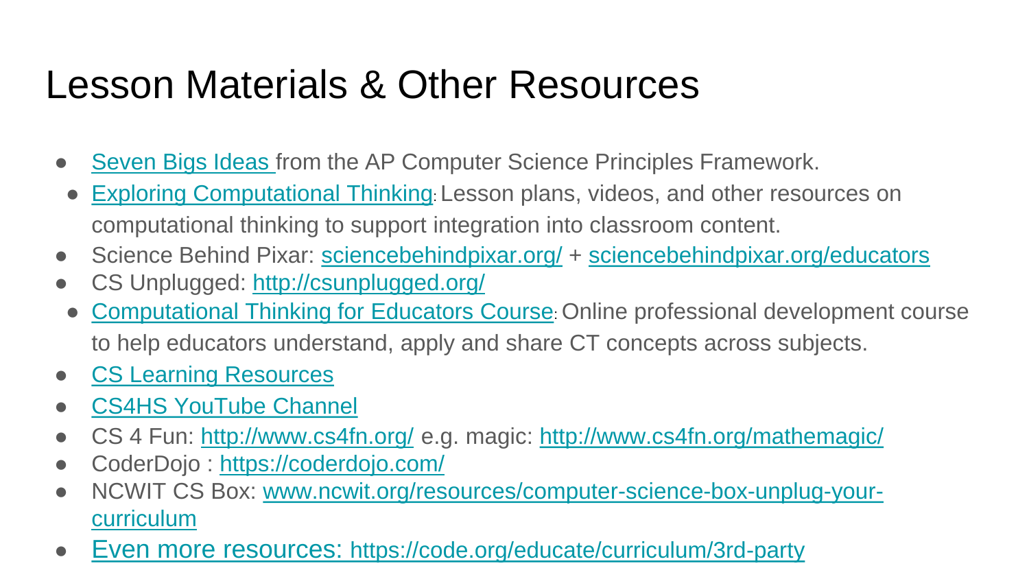# Lesson Materials & Other Resources

- Seven Bigs Ideas from the AP Computer Science Principles Framework.
- Exploring Computational Thinking: Lesson plans, videos, and other resources on computational thinking to support integration into classroom content.
- Science Behind Pixar: sciencebehindpixar.org/ + sciencebehindpixar.org/educators
- CS Unplugged: http://csunplugged.org/
- Computational Thinking for Educators Course: Online professional development course to help educators understand, apply and share CT concepts across subjects.
- CS Learning Resources
- CS4HS YouTube Channel
- CS 4 Fun: http://www.cs4fn.org/ e.g. magic: http://www.cs4fn.org/mathemagic/
- CoderDojo : https://coderdojo.com/
- NCWIT CS Box: www.ncwit.org/resources/computer-science-box-unplug-your-curriculum
- Even more resources: https://code.org/educate/curriculum/3rd-party